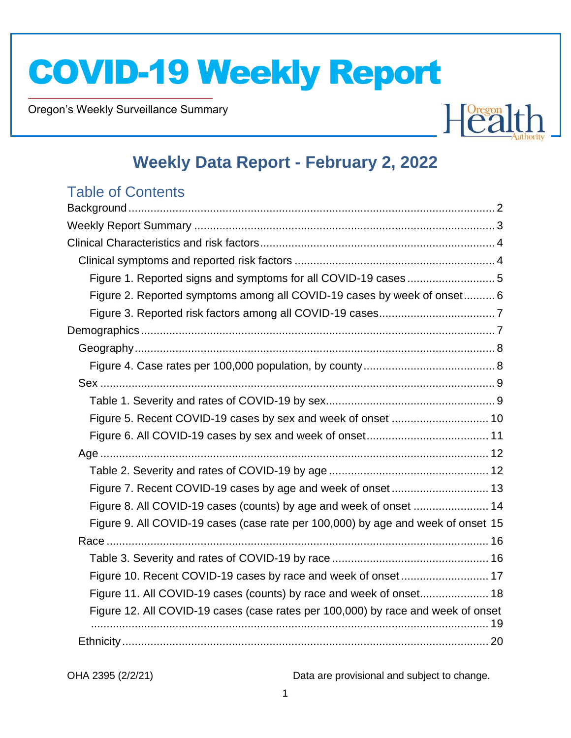# COVID-19 Weekly Report

Oregon's Weekly Surveillance Summary

## Weekly Data Report - February 2, 2022

### Table of Contents

Background ........ 2
Weekly Report Summary ........ 3
Clinical Characteristics and risk factors ........ 4
- Clinical symptoms and reported risk factors ........ 4
  - Figure 1. Reported signs and symptoms for all COVID-19 cases ........ 5
  - Figure 2. Reported symptoms among all COVID-19 cases by week of onset ........ 6
  - Figure 3. Reported risk factors among all COVID-19 cases ........ 7

Demographics ........ 7
- Geography ........ 8
  - Figure 4. Case rates per 100,000 population, by county ........ 8
- Sex ........ 9
  - Table 1. Severity and rates of COVID-19 by sex ........ 9
  - Figure 5. Recent COVID-19 cases by sex and week of onset ........ 10
  - Figure 6. All COVID-19 cases by sex and week of onset ........ 11
- Age ........ 12
  - Table 2. Severity and rates of COVID-19 by age ........ 12
  - Figure 7. Recent COVID-19 cases by age and week of onset ........ 13
  - Figure 8. All COVID-19 cases (counts) by age and week of onset ........ 14
  - Figure 9. All COVID-19 cases (case rate per 100,000) by age and week of onset 15
- Race ........ 16
  - Table 3. Severity and rates of COVID-19 by race ........ 16
  - Figure 10. Recent COVID-19 cases by race and week of onset ........ 17
  - Figure 11. All COVID-19 cases (counts) by race and week of onset ........ 18
  - Figure 12. All COVID-19 cases (case rates per 100,000) by race and week of onset ........ 19
- Ethnicity ........ 20

OHA 2395 (2/2/21) Data are provisional and subject to change.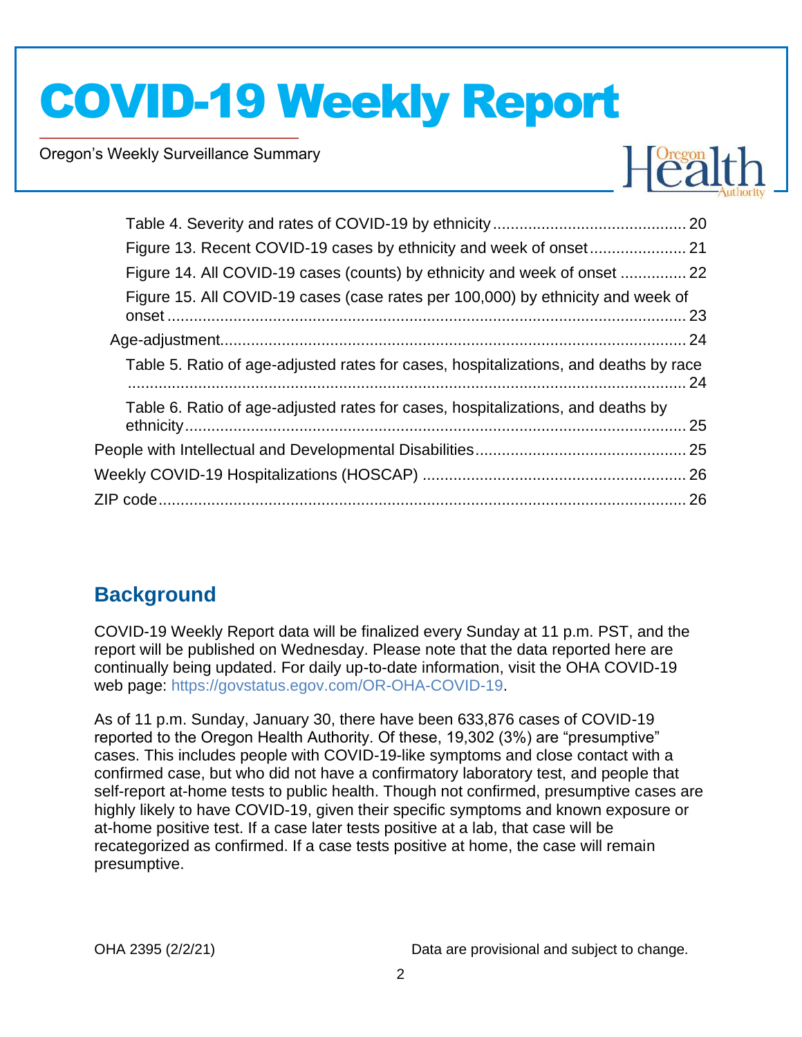Table 4. Severity and rates of COVID-19 by ethnicity ........................................... 20
Figure 13. Recent COVID-19 cases by ethnicity and week of onset ...................... 21
Figure 14. All COVID-19 cases (counts) by ethnicity and week of onset ............... 22
Figure 15. All COVID-19 cases (case rates per 100,000) by ethnicity and week of onset ..................................................................................................................... 23
Age-adjustment........................................................................................................ 24
Table 5. Ratio of age-adjusted rates for cases, hospitalizations, and deaths by race ................................................................................................................................ 24
Table 6. Ratio of age-adjusted rates for cases, hospitalizations, and deaths by ethnicity ................................................................................................................. 25
People with Intellectual and Developmental Disabilities ............................................... 25
Weekly COVID-19 Hospitalizations (HOSCAP) ........................................................... 26
ZIP code ....................................................................................................................... 26

## Background

COVID-19 Weekly Report data will be finalized every Sunday at 11 p.m. PST, and the report will be published on Wednesday. Please note that the data reported here are continually being updated. For daily up-to-date information, visit the OHA COVID-19 web page: https://govstatus.egov.com/OR-OHA-COVID-19.

As of 11 p.m. Sunday, January 30, there have been 633,876 cases of COVID-19 reported to the Oregon Health Authority. Of these, 19,302 (3%) are "presumptive" cases. This includes people with COVID-19-like symptoms and close contact with a confirmed case, but who did not have a confirmatory laboratory test, and people that self-report at-home tests to public health. Though not confirmed, presumptive cases are highly likely to have COVID-19, given their specific symptoms and known exposure or at-home positive test. If a case later tests positive at a lab, that case will be recategorized as confirmed. If a case tests positive at home, the case will remain presumptive.

OHA 2395 (2/2/21) Data are provisional and subject to change.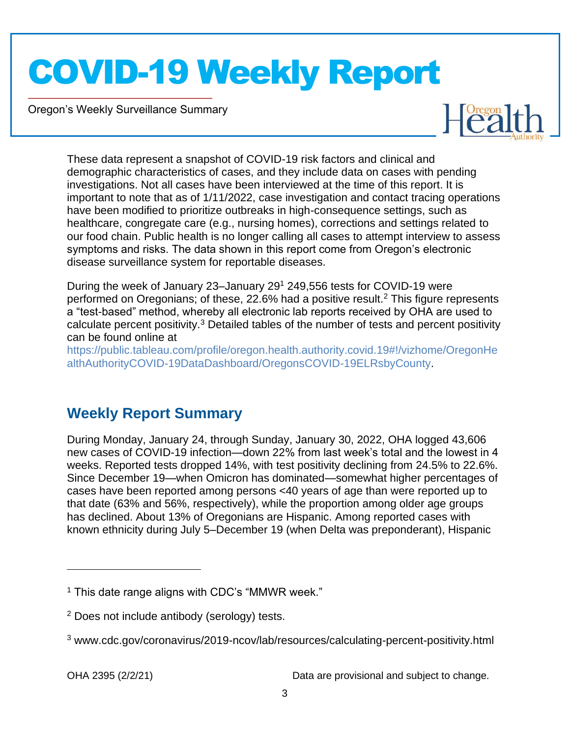These data represent a snapshot of COVID-19 risk factors and clinical and demographic characteristics of cases, and they include data on cases with pending investigations. Not all cases have been interviewed at the time of this report. It is important to note that as of 1/11/2022, case investigation and contact tracing operations have been modified to prioritize outbreaks in high-consequence settings, such as healthcare, congregate care (e.g., nursing homes), corrections and settings related to our food chain. Public health is no longer calling all cases to attempt interview to assess symptoms and risks. The data shown in this report come from Oregon's electronic disease surveillance system for reportable diseases.

During the week of January 23–January 29[1] 249,556 tests for COVID-19 were performed on Oregonians; of these, 22.6% had a positive result.[2] This figure represents a "test-based" method, whereby all electronic lab reports received by OHA are used to calculate percent positivity.[3] Detailed tables of the number of tests and percent positivity can be found online at https://public.tableau.com/profile/oregon.health.authority.covid.19#!/vizhome/OregonHealthAuthorityCOVID-19DataDashboard/OregonsCOVID-19ELRsbyCounty.

## Weekly Report Summary

During Monday, January 24, through Sunday, January 30, 2022, OHA logged 43,606 new cases of COVID-19 infection—down 22% from last week's total and the lowest in 4 weeks. Reported tests dropped 14%, with test positivity declining from 24.5% to 22.6%. Since December 19—when Omicron has dominated—somewhat higher percentages of cases have been reported among persons <40 years of age than were reported up to that date (63% and 56%, respectively), while the proportion among older age groups has declined. About 13% of Oregonians are Hispanic. Among reported cases with known ethnicity during July 5–December 19 (when Delta was preponderant), Hispanic

---

[1] This date range aligns with CDC's "MMWR week."

[2] Does not include antibody (serology) tests.

[3] www.cdc.gov/coronavirus/2019-ncov/lab/resources/calculating-percent-positivity.html

OHA 2395 (2/2/21) Data are provisional and subject to change.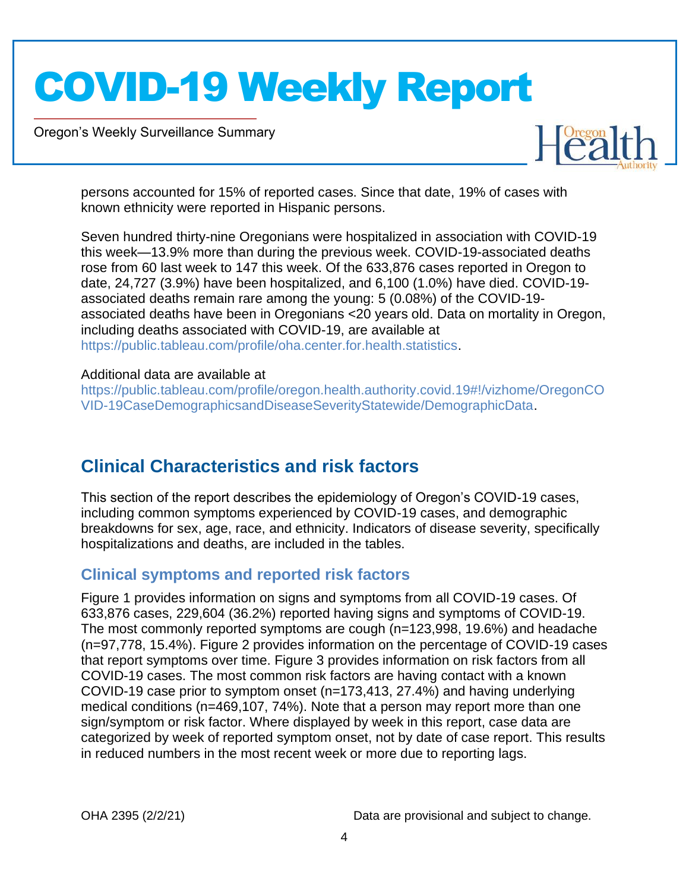persons accounted for 15% of reported cases. Since that date, 19% of cases with known ethnicity were reported in Hispanic persons.

Seven hundred thirty-nine Oregonians were hospitalized in association with COVID-19 this week—13.9% more than during the previous week. COVID-19-associated deaths rose from 60 last week to 147 this week. Of the 633,876 cases reported in Oregon to date, 24,727 (3.9%) have been hospitalized, and 6,100 (1.0%) have died. COVID-19-associated deaths remain rare among the young: 5 (0.08%) of the COVID-19-associated deaths have been in Oregonians <20 years old. Data on mortality in Oregon, including deaths associated with COVID-19, are available at https://public.tableau.com/profile/oha.center.for.health.statistics.

Additional data are available at https://public.tableau.com/profile/oregon.health.authority.covid.19#!/vizhome/OregonCOVID-19CaseDemographicsandDiseaseSeverityStatewide/DemographicData.

## Clinical Characteristics and risk factors

This section of the report describes the epidemiology of Oregon's COVID-19 cases, including common symptoms experienced by COVID-19 cases, and demographic breakdowns for sex, age, race, and ethnicity. Indicators of disease severity, specifically hospitalizations and deaths, are included in the tables.

### Clinical symptoms and reported risk factors

Figure 1 provides information on signs and symptoms from all COVID-19 cases. Of 633,876 cases, 229,604 (36.2%) reported having signs and symptoms of COVID-19. The most commonly reported symptoms are cough (n=123,998, 19.6%) and headache (n=97,778, 15.4%). Figure 2 provides information on the percentage of COVID-19 cases that report symptoms over time. Figure 3 provides information on risk factors from all COVID-19 cases. The most common risk factors are having contact with a known COVID-19 case prior to symptom onset (n=173,413, 27.4%) and having underlying medical conditions (n=469,107, 74%). Note that a person may report more than one sign/symptom or risk factor. Where displayed by week in this report, case data are categorized by week of reported symptom onset, not by date of case report. This results in reduced numbers in the most recent week or more due to reporting lags.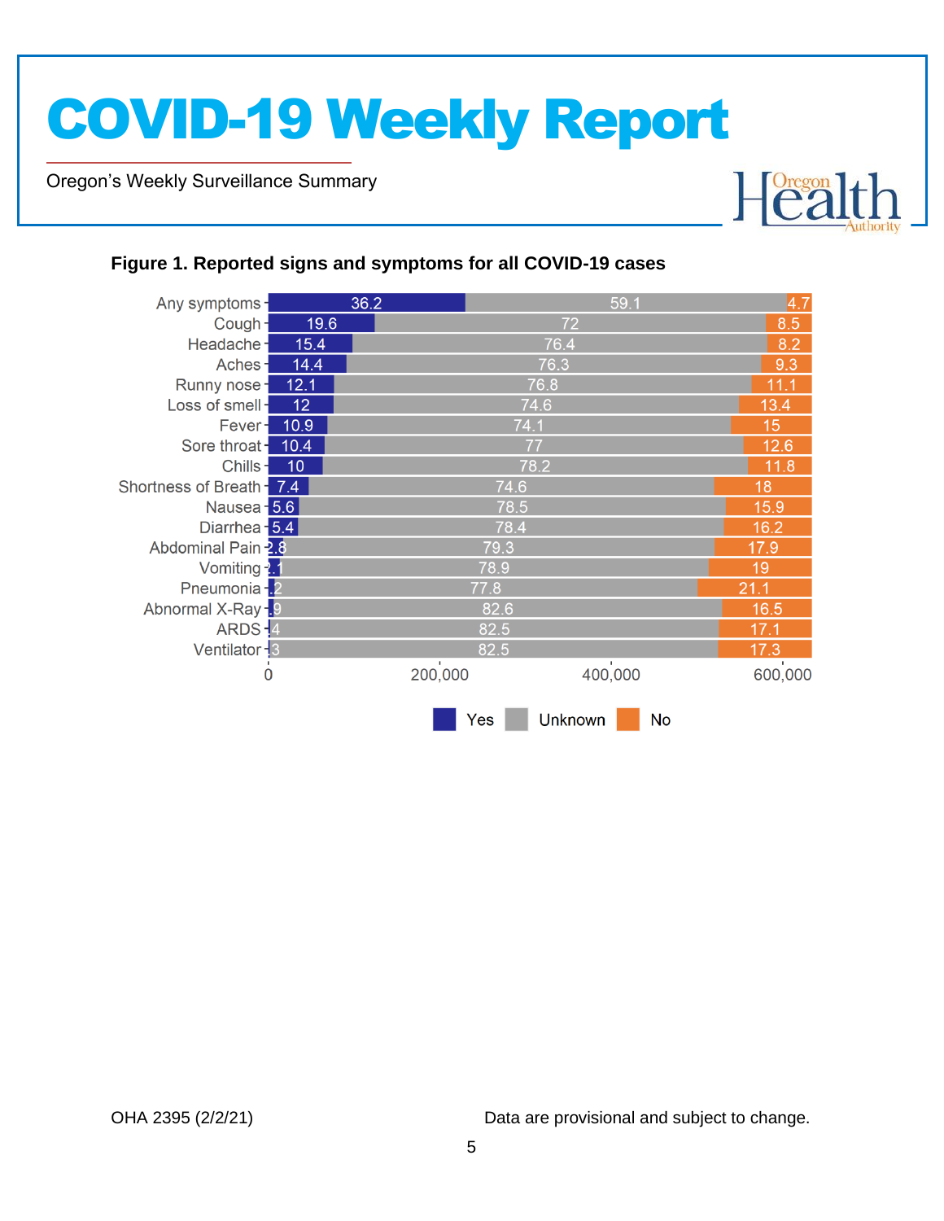**Figure 1. Reported signs and symptoms for all COVID-19 cases**

| Symptom | Yes | Unknown | No |
|---|---|---|---|
| Any symptoms | 36.2 | 59.1 | 4.7 |
| Cough | 19.6 | 72 | 8.5 |
| Headache | 15.4 | 76.4 | 8.2 |
| Aches | 14.4 | 76.3 | 9.3 |
| Runny nose | 12.1 | 76.8 | 11.1 |
| Loss of smell | 12 | 74.6 | 13.4 |
| Fever | 10.9 | 74.1 | 15 |
| Sore throat | 10.4 | 77 | 12.6 |
| Chills | 10 | 78.2 | 11.8 |
| Shortness of Breath | 7.4 | 74.6 | 18 |
| Nausea | 5.6 | 78.5 | 15.9 |
| Diarrhea | 5.4 | 78.4 | 16.2 |
| Abdominal Pain | 2.8 | 79.3 | 17.9 |
| Vomiting | 2.1 | 78.9 | 19 |
| Pneumonia | 1.2 | 77.8 | 21.1 |
| Abnormal X-Ray | .9 | 82.6 | 16.5 |
| ARDS | .4 | 82.5 | 17.1 |
| Ventilator | .3 | 82.5 | 17.3 |

X-axis: 0, 200,000, 400,000, 600,000

Legend: Yes, Unknown, No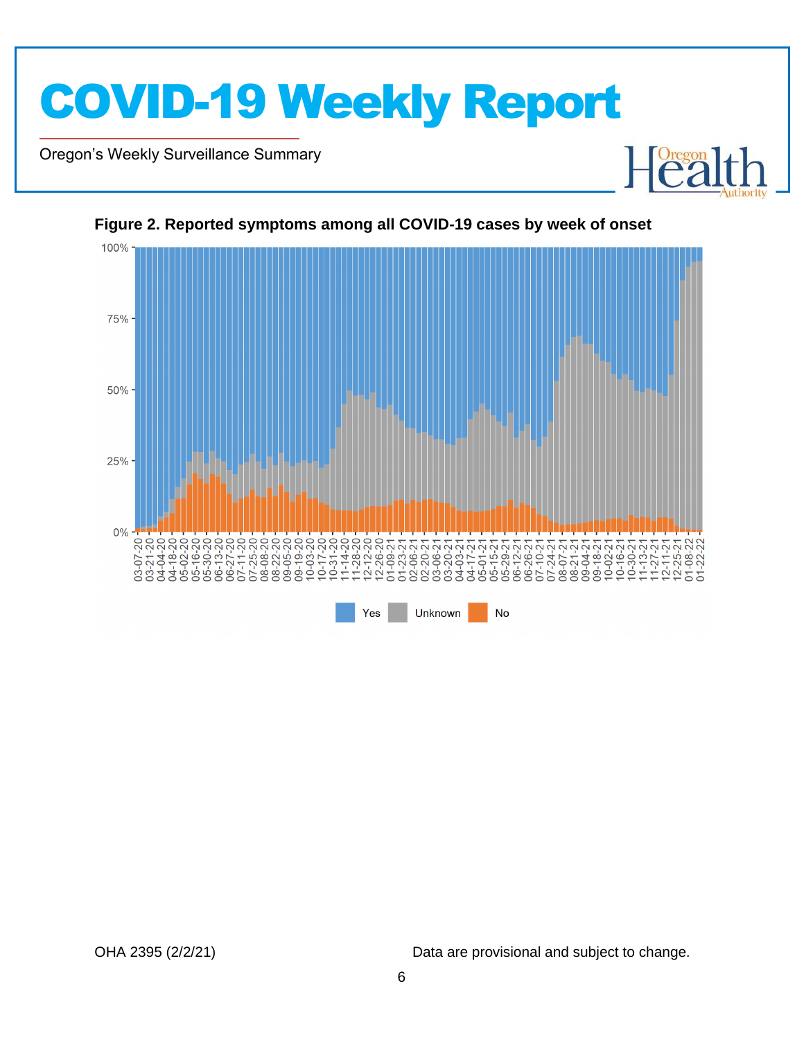**Figure 2. Reported symptoms among all COVID-19 cases by week of onset**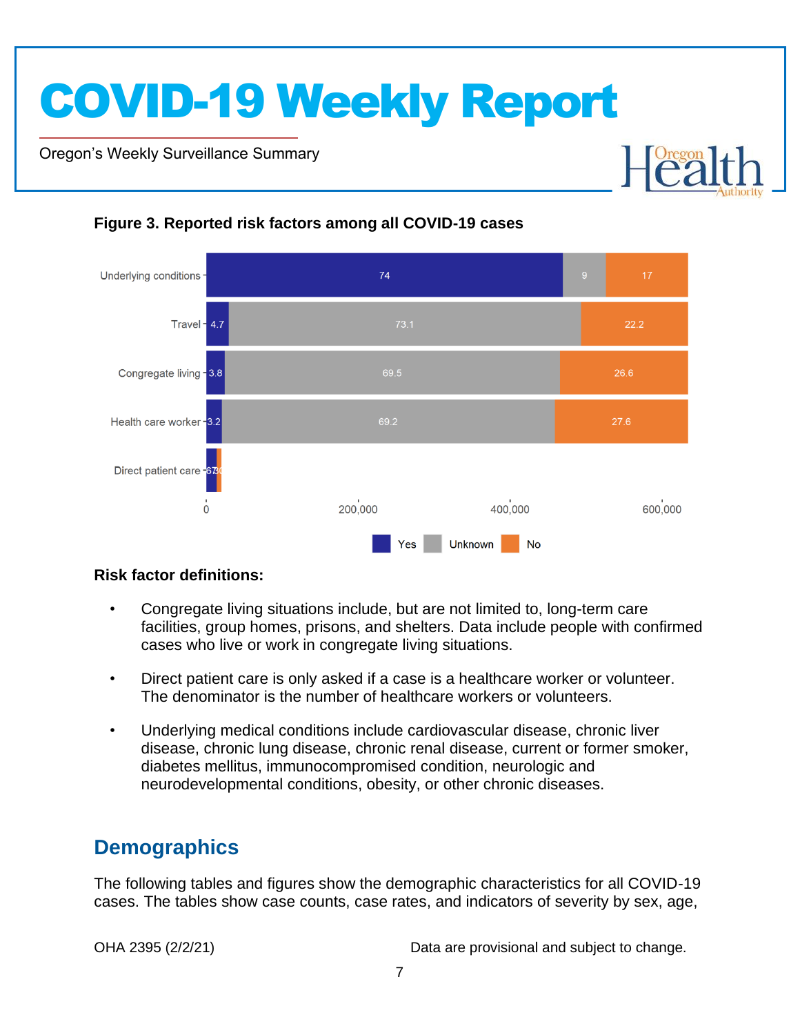**Figure 3. Reported risk factors among all COVID-19 cases**

| Risk factor | Yes | Unknown | No |
|---|---|---|---|
| Underlying conditions | 74 | 9 | 17 |
| Travel | 4.7 | 73.1 | 22.2 |
| Congregate living | 3.8 | 69.5 | 26.6 |
| Health care worker | 3.2 | 69.2 | 27.6 |
| Direct patient care | 67 | 3 | 30 |

**Risk factor definitions:**

- Congregate living situations include, but are not limited to, long-term care facilities, group homes, prisons, and shelters. Data include people with confirmed cases who live or work in congregate living situations.
- Direct patient care is only asked if a case is a healthcare worker or volunteer. The denominator is the number of healthcare workers or volunteers.
- Underlying medical conditions include cardiovascular disease, chronic liver disease, chronic lung disease, chronic renal disease, current or former smoker, diabetes mellitus, immunocompromised condition, neurologic and neurodevelopmental conditions, obesity, or other chronic diseases.

## Demographics

The following tables and figures show the demographic characteristics for all COVID-19 cases. The tables show case counts, case rates, and indicators of severity by sex, age,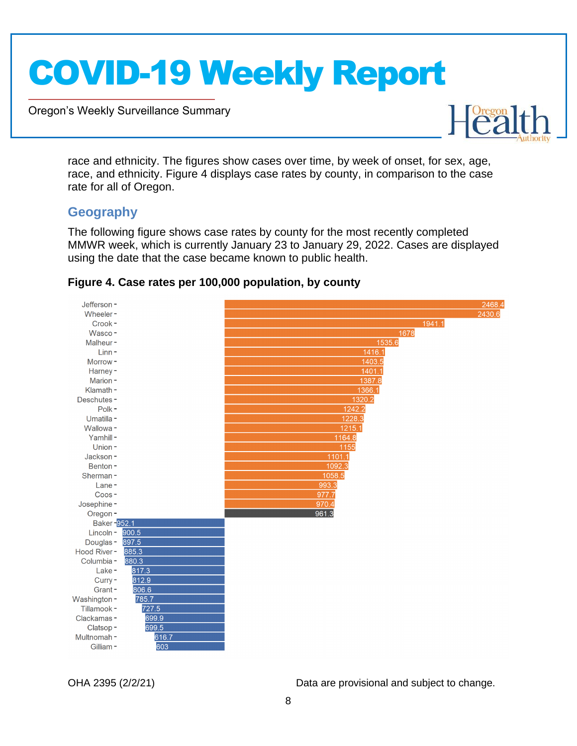race and ethnicity. The figures show cases over time, by week of onset, for sex, age, race, and ethnicity. Figure 4 displays case rates by county, in comparison to the case rate for all of Oregon.

## Geography

The following figure shows case rates by county for the most recently completed MMWR week, which is currently January 23 to January 29, 2022. Cases are displayed using the date that the case became known to public health.

**Figure 4. Case rates per 100,000 population, by county**

| County | Case rate per 100,000 |
|---|---|
| Jefferson | 2468.4 |
| Wheeler | 2430.6 |
| Crook | 1941.1 |
| Wasco | 1678 |
| Malheur | 1535.6 |
| Linn | 1416.1 |
| Morrow | 1403.5 |
| Harney | 1401.1 |
| Marion | 1387.8 |
| Klamath | 1366.1 |
| Deschutes | 1320.2 |
| Polk | 1242.2 |
| Umatilla | 1228.3 |
| Wallowa | 1215.1 |
| Yamhill | 1164.8 |
| Union | 1155 |
| Jackson | 1101.1 |
| Benton | 1092.3 |
| Sherman | 1058.5 |
| Lane | 993.3 |
| Coos | 977.7 |
| Josephine | 970.4 |
| Oregon | 961.3 |
| Baker | 952.1 |
| Lincoln | 900.5 |
| Douglas | 897.5 |
| Hood River | 885.3 |
| Columbia | 880.3 |
| Lake | 817.3 |
| Curry | 812.9 |
| Grant | 806.6 |
| Washington | 785.7 |
| Tillamook | 727.5 |
| Clackamas | 699.9 |
| Clatsop | 699.5 |
| Multnomah | 616.7 |
| Gilliam | 603 |

OHA 2395 (2/2/21) Data are provisional and subject to change.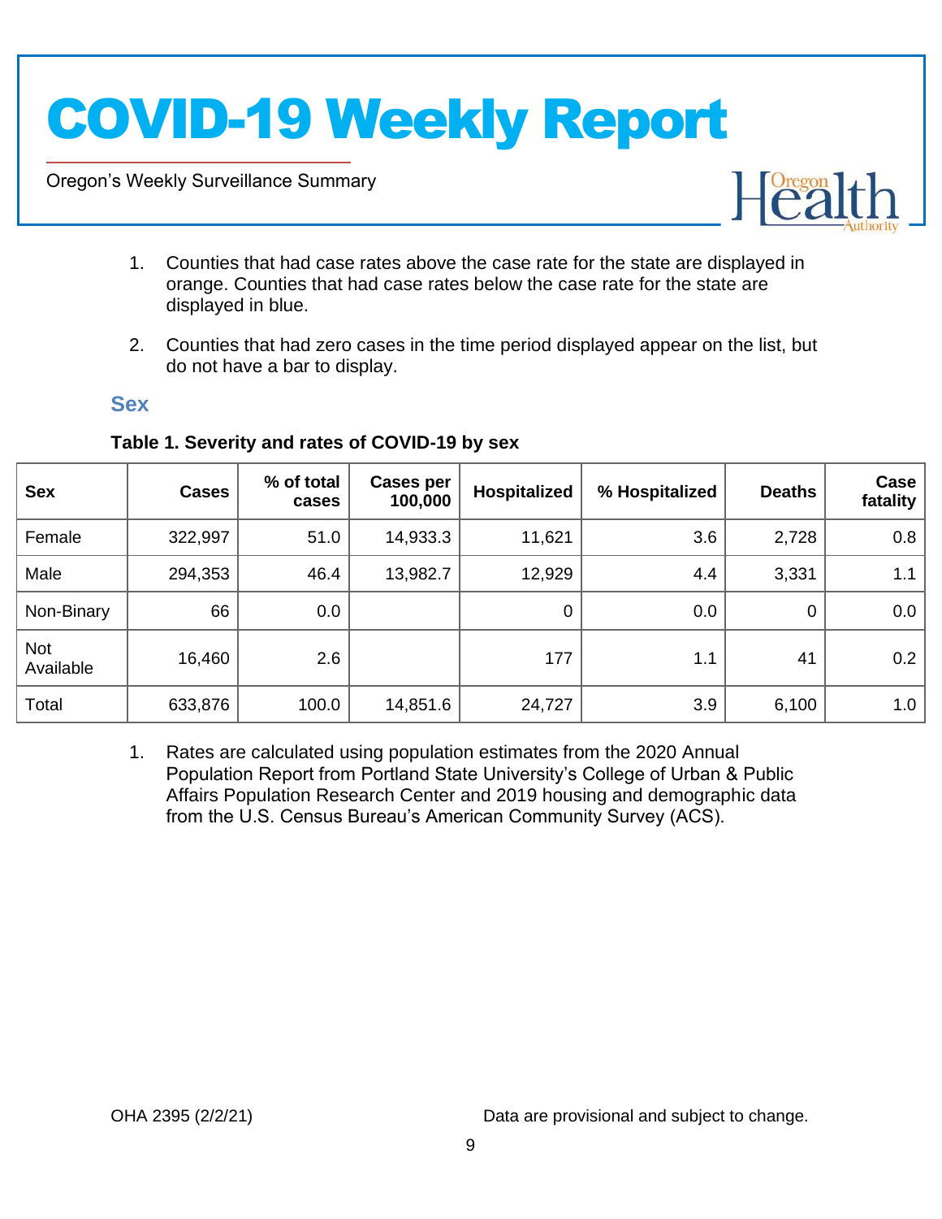1. Counties that had case rates above the case rate for the state are displayed in orange. Counties that had case rates below the case rate for the state are displayed in blue.

2. Counties that had zero cases in the time period displayed appear on the list, but do not have a bar to display.

## Sex

**Table 1. Severity and rates of COVID-19 by sex**

| Sex | Cases | % of total cases | Cases per 100,000 | Hospitalized | % Hospitalized | Deaths | Case fatality |
|---|---|---|---|---|---|---|---|
| Female | 322,997 | 51.0 | 14,933.3 | 11,621 | 3.6 | 2,728 | 0.8 |
| Male | 294,353 | 46.4 | 13,982.7 | 12,929 | 4.4 | 3,331 | 1.1 |
| Non-Binary | 66 | 0.0 | | 0 | 0.0 | 0 | 0.0 |
| Not Available | 16,460 | 2.6 | | 177 | 1.1 | 41 | 0.2 |
| Total | 633,876 | 100.0 | 14,851.6 | 24,727 | 3.9 | 6,100 | 1.0 |

1. Rates are calculated using population estimates from the 2020 Annual Population Report from Portland State University's College of Urban & Public Affairs Population Research Center and 2019 housing and demographic data from the U.S. Census Bureau's American Community Survey (ACS).

OHA 2395 (2/2/21) Data are provisional and subject to change.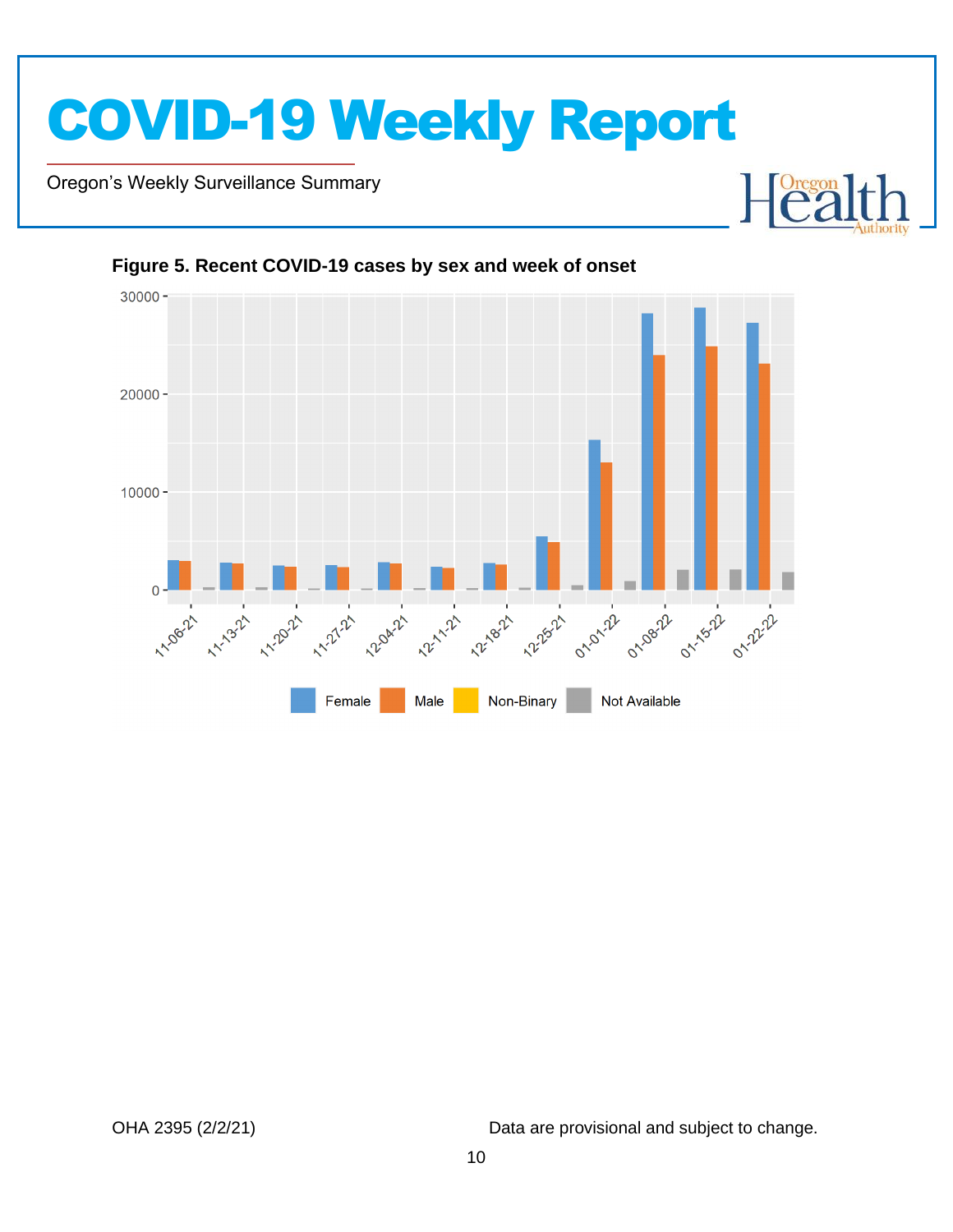**Figure 5. Recent COVID-19 cases by sex and week of onset**

Female | Male | Non-Binary | Not Available

OHA 2395 (2/2/21)

Data are provisional and subject to change.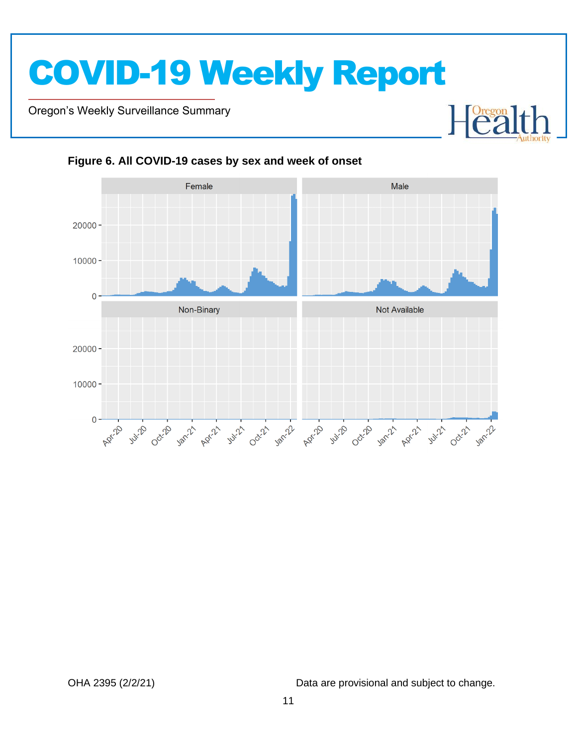**Figure 6. All COVID-19 cases by sex and week of onset**

Female

Male

Non-Binary

Not Available

20000

10000

0

Apr-20 Jul-20 Oct-20 Jan-21 Apr-21 Jul-21 Oct-21 Jan-22

OHA 2395 (2/2/21)

Data are provisional and subject to change.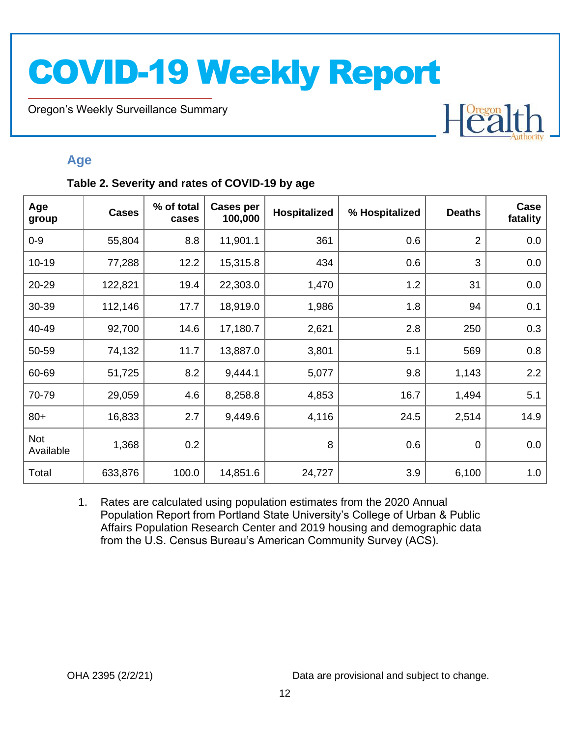## Age

**Table 2. Severity and rates of COVID-19 by age**

| Age group | Cases | % of total cases | Cases per 100,000 | Hospitalized | % Hospitalized | Deaths | Case fatality |
|---|---|---|---|---|---|---|---|
| 0-9 | 55,804 | 8.8 | 11,901.1 | 361 | 0.6 | 2 | 0.0 |
| 10-19 | 77,288 | 12.2 | 15,315.8 | 434 | 0.6 | 3 | 0.0 |
| 20-29 | 122,821 | 19.4 | 22,303.0 | 1,470 | 1.2 | 31 | 0.0 |
| 30-39 | 112,146 | 17.7 | 18,919.0 | 1,986 | 1.8 | 94 | 0.1 |
| 40-49 | 92,700 | 14.6 | 17,180.7 | 2,621 | 2.8 | 250 | 0.3 |
| 50-59 | 74,132 | 11.7 | 13,887.0 | 3,801 | 5.1 | 569 | 0.8 |
| 60-69 | 51,725 | 8.2 | 9,444.1 | 5,077 | 9.8 | 1,143 | 2.2 |
| 70-79 | 29,059 | 4.6 | 8,258.8 | 4,853 | 16.7 | 1,494 | 5.1 |
| 80+ | 16,833 | 2.7 | 9,449.6 | 4,116 | 24.5 | 2,514 | 14.9 |
| Not Available | 1,368 | 0.2 | | 8 | 0.6 | 0 | 0.0 |
| Total | 633,876 | 100.0 | 14,851.6 | 24,727 | 3.9 | 6,100 | 1.0 |

1. Rates are calculated using population estimates from the 2020 Annual Population Report from Portland State University's College of Urban & Public Affairs Population Research Center and 2019 housing and demographic data from the U.S. Census Bureau's American Community Survey (ACS).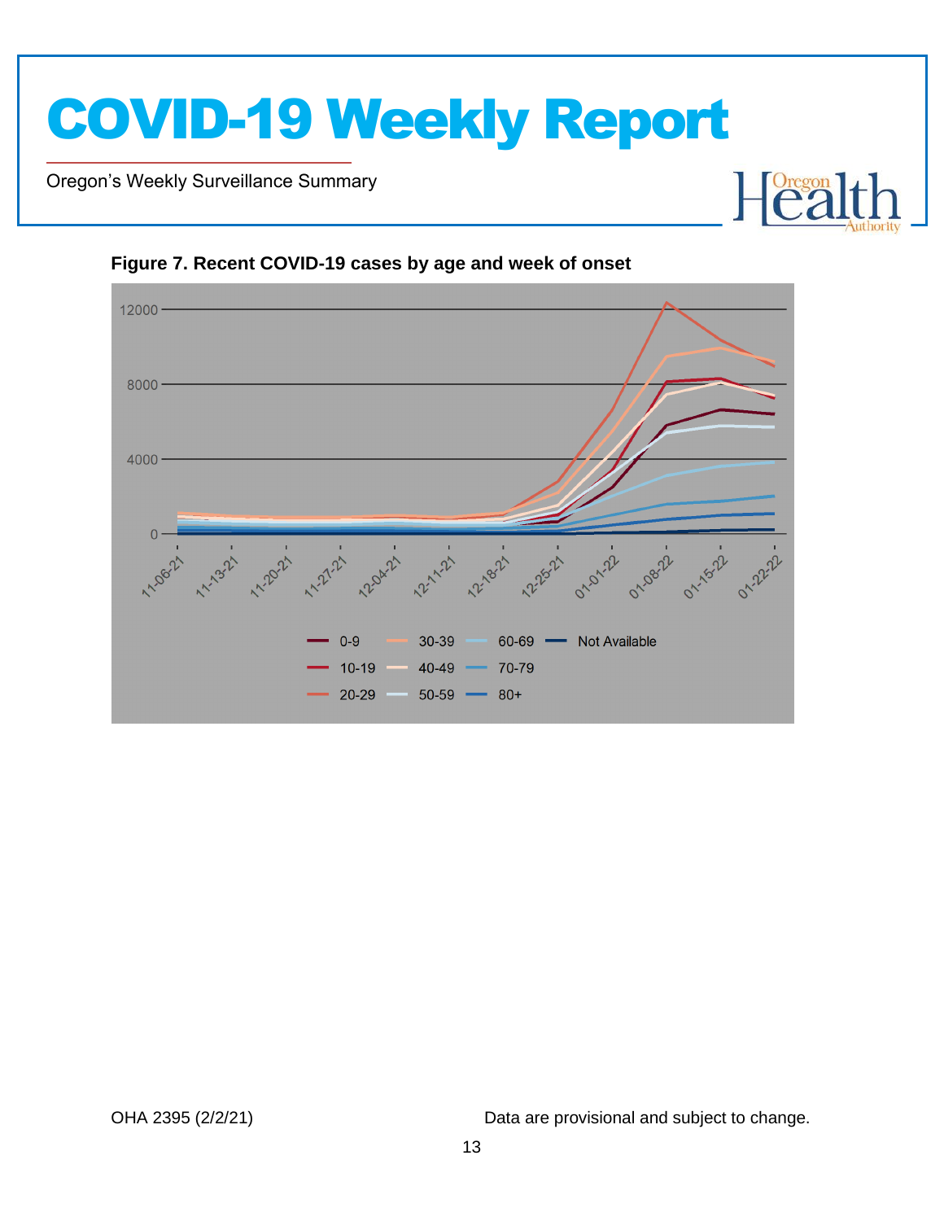**Figure 7. Recent COVID-19 cases by age and week of onset**

OHA 2395 (2/2/21)

Data are provisional and subject to change.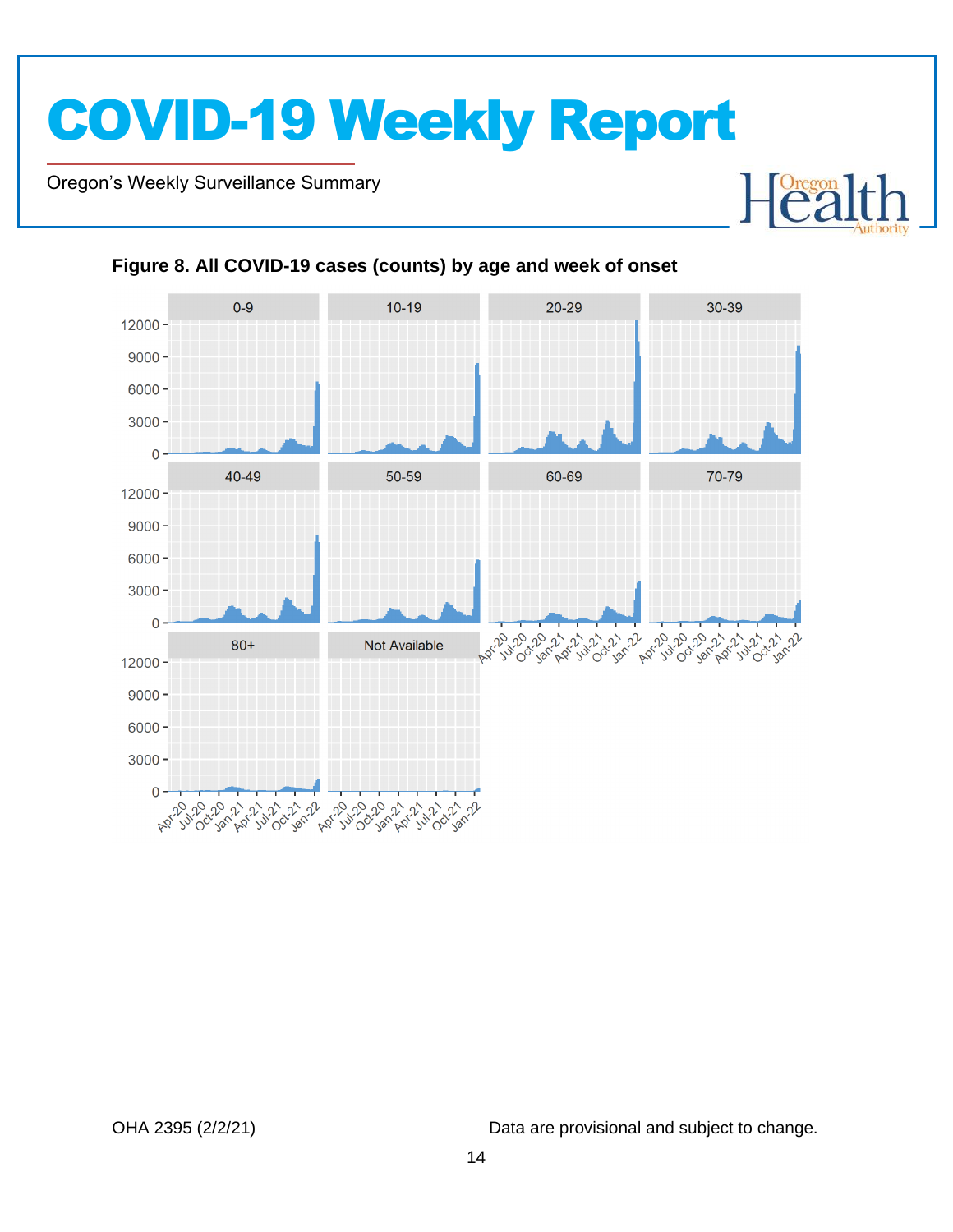**Figure 8. All COVID-19 cases (counts) by age and week of onset**

OHA 2395 (2/2/21)

Data are provisional and subject to change.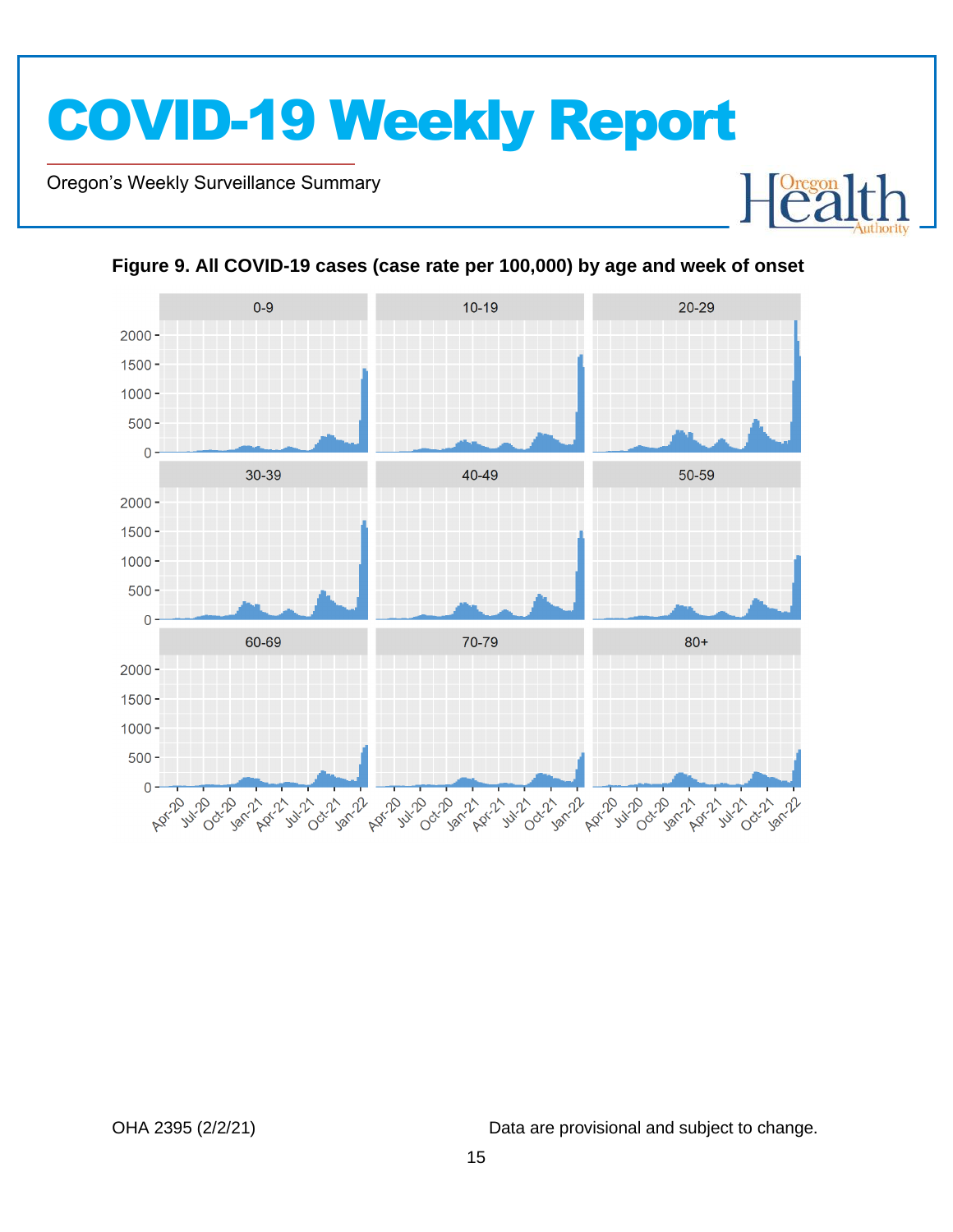**Figure 9. All COVID-19 cases (case rate per 100,000) by age and week of onset**

OHA 2395 (2/2/21)

Data are provisional and subject to change.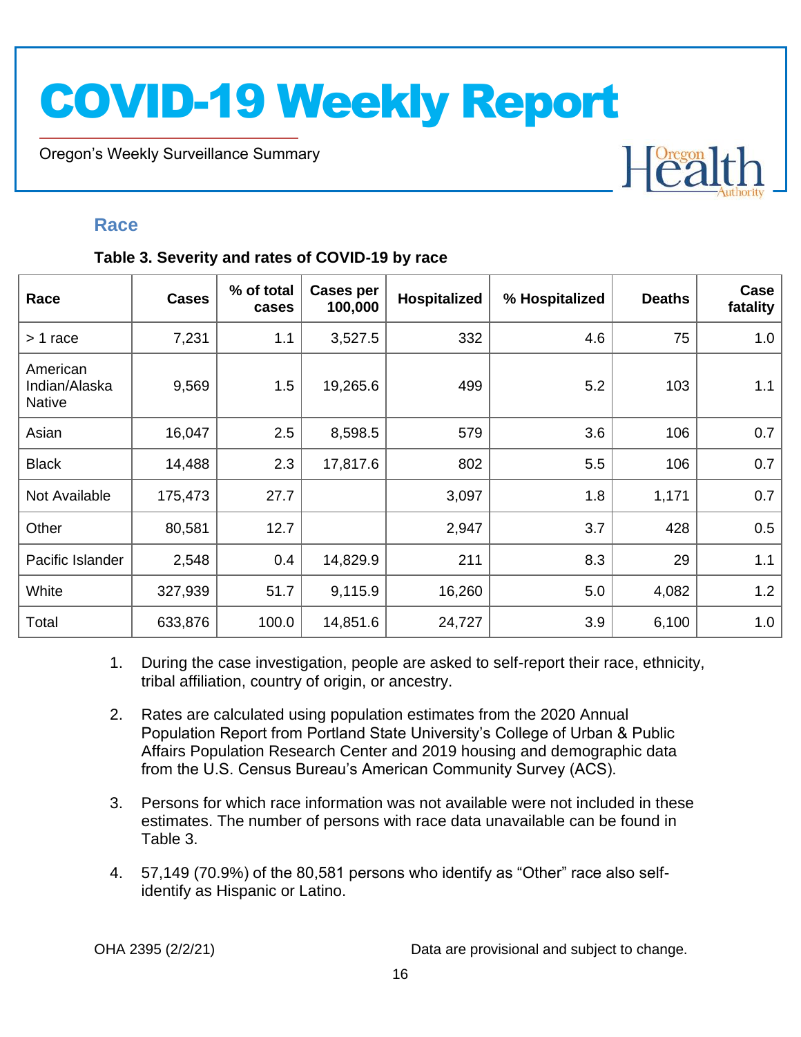## Race

**Table 3. Severity and rates of COVID-19 by race**

| Race | Cases | % of total cases | Cases per 100,000 | Hospitalized | % Hospitalized | Deaths | Case fatality |
|---|---|---|---|---|---|---|---|
| > 1 race | 7,231 | 1.1 | 3,527.5 | 332 | 4.6 | 75 | 1.0 |
| American Indian/Alaska Native | 9,569 | 1.5 | 19,265.6 | 499 | 5.2 | 103 | 1.1 |
| Asian | 16,047 | 2.5 | 8,598.5 | 579 | 3.6 | 106 | 0.7 |
| Black | 14,488 | 2.3 | 17,817.6 | 802 | 5.5 | 106 | 0.7 |
| Not Available | 175,473 | 27.7 | | 3,097 | 1.8 | 1,171 | 0.7 |
| Other | 80,581 | 12.7 | | 2,947 | 3.7 | 428 | 0.5 |
| Pacific Islander | 2,548 | 0.4 | 14,829.9 | 211 | 8.3 | 29 | 1.1 |
| White | 327,939 | 51.7 | 9,115.9 | 16,260 | 5.0 | 4,082 | 1.2 |
| Total | 633,876 | 100.0 | 14,851.6 | 24,727 | 3.9 | 6,100 | 1.0 |

1. During the case investigation, people are asked to self-report their race, ethnicity, tribal affiliation, country of origin, or ancestry.
2. Rates are calculated using population estimates from the 2020 Annual Population Report from Portland State University's College of Urban & Public Affairs Population Research Center and 2019 housing and demographic data from the U.S. Census Bureau's American Community Survey (ACS).
3. Persons for which race information was not available were not included in these estimates. The number of persons with race data unavailable can be found in Table 3.
4. 57,149 (70.9%) of the 80,581 persons who identify as "Other" race also self-identify as Hispanic or Latino.

OHA 2395 (2/2/21) Data are provisional and subject to change.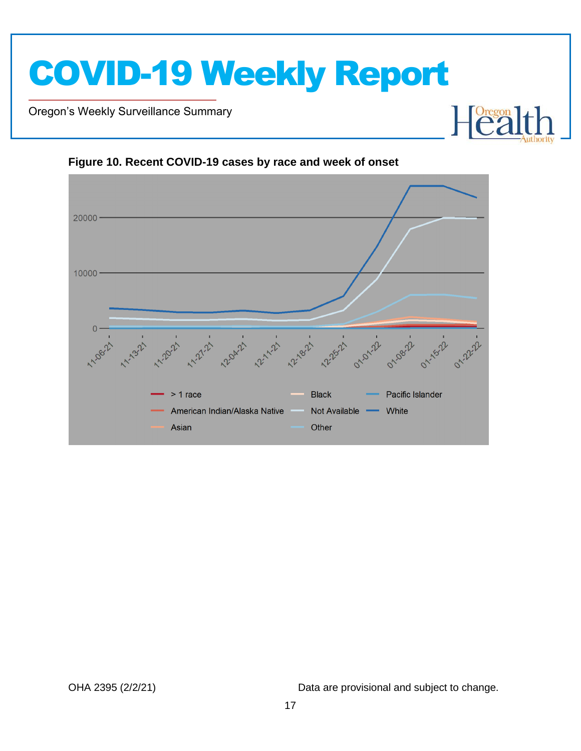**Figure 10. Recent COVID-19 cases by race and week of onset**

OHA 2395 (2/2/21)

Data are provisional and subject to change.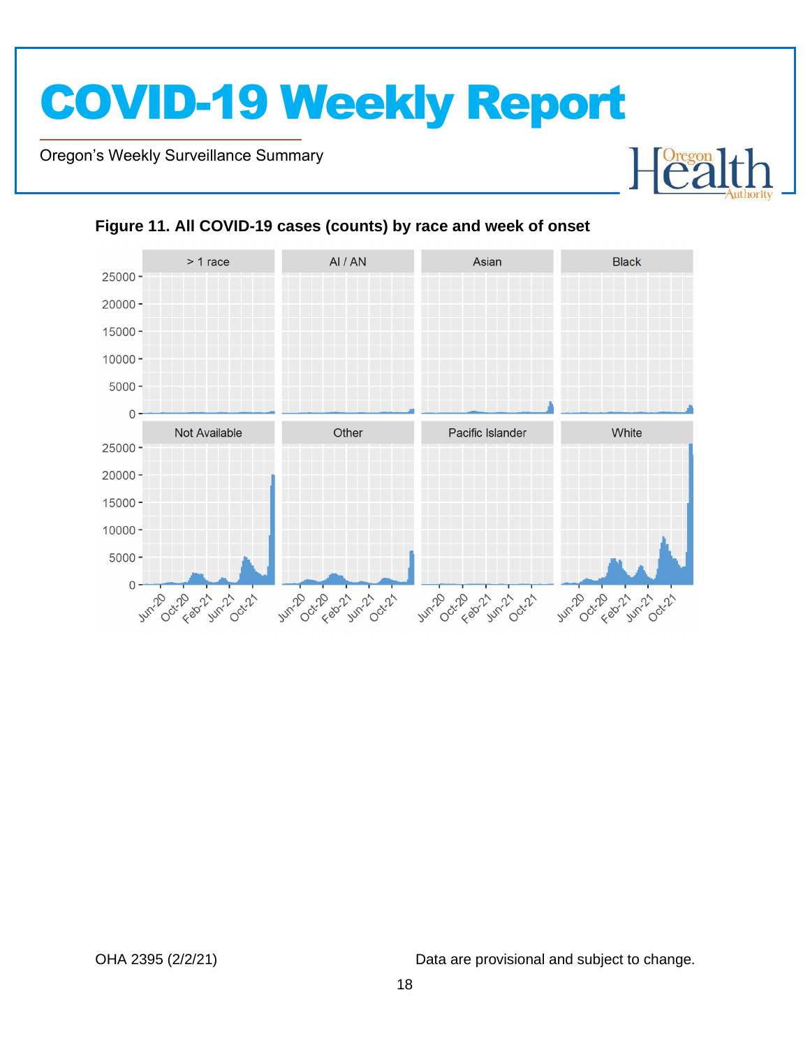### Figure 11. All COVID-19 cases (counts) by race and week of onset

OHA 2395 (2/2/21)

Data are provisional and subject to change.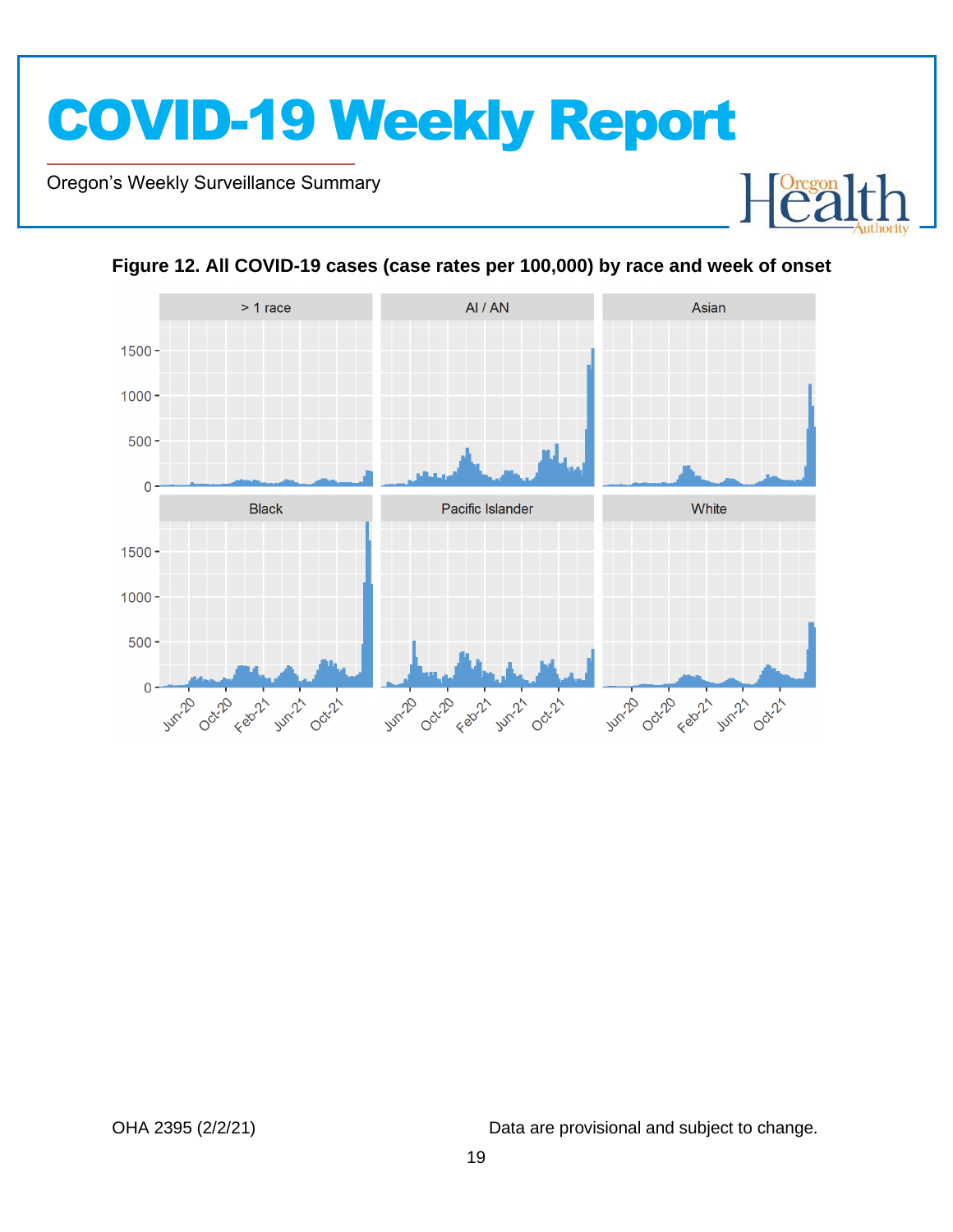**Figure 12. All COVID-19 cases (case rates per 100,000) by race and week of onset**

OHA 2395 (2/2/21)

Data are provisional and subject to change.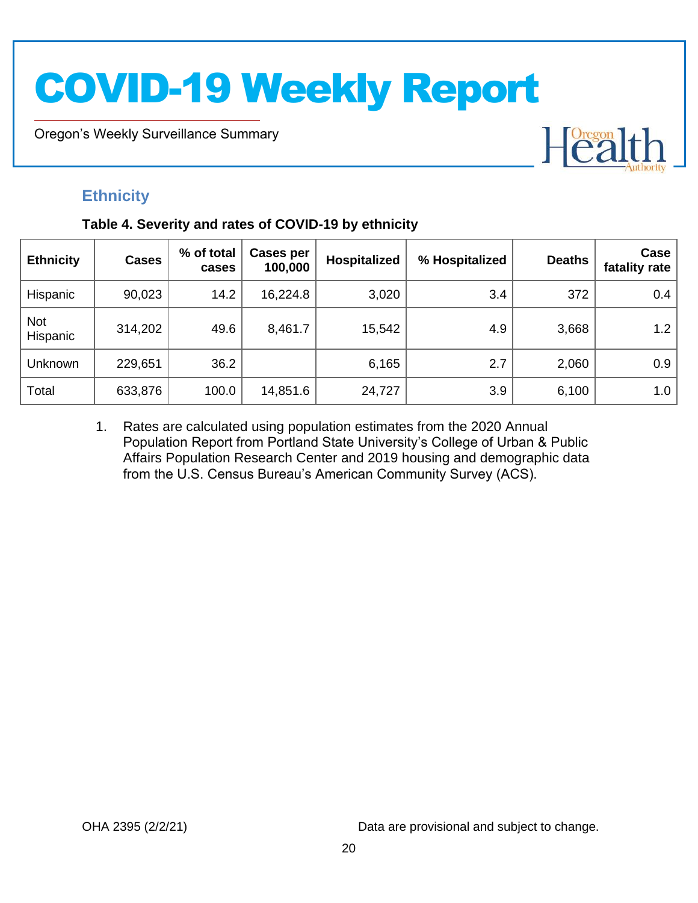## Ethnicity

**Table 4. Severity and rates of COVID-19 by ethnicity**

| Ethnicity | Cases | % of total cases | Cases per 100,000 | Hospitalized | % Hospitalized | Deaths | Case fatality rate |
|---|---|---|---|---|---|---|---|
| Hispanic | 90,023 | 14.2 | 16,224.8 | 3,020 | 3.4 | 372 | 0.4 |
| Not Hispanic | 314,202 | 49.6 | 8,461.7 | 15,542 | 4.9 | 3,668 | 1.2 |
| Unknown | 229,651 | 36.2 | | 6,165 | 2.7 | 2,060 | 0.9 |
| Total | 633,876 | 100.0 | 14,851.6 | 24,727 | 3.9 | 6,100 | 1.0 |

1. Rates are calculated using population estimates from the 2020 Annual Population Report from Portland State University's College of Urban & Public Affairs Population Research Center and 2019 housing and demographic data from the U.S. Census Bureau's American Community Survey (ACS).

OHA 2395 (2/2/21) Data are provisional and subject to change.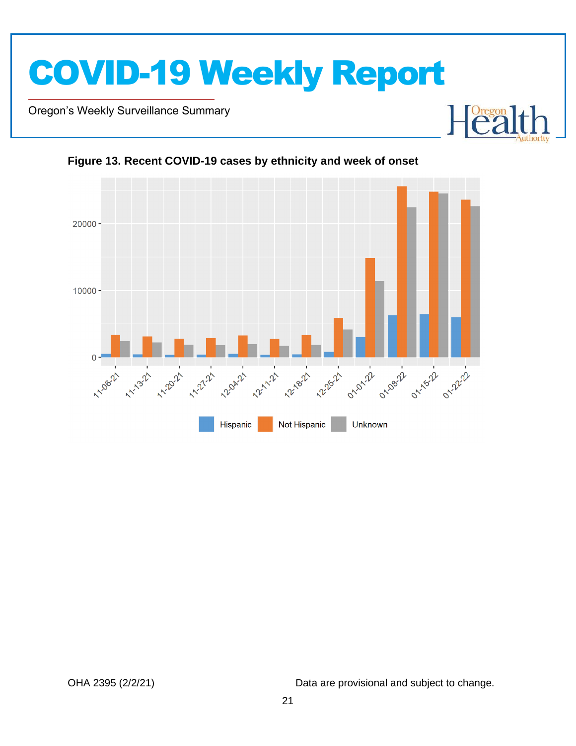**Figure 13. Recent COVID-19 cases by ethnicity and week of onset**

OHA 2395 (2/2/21) Data are provisional and subject to change.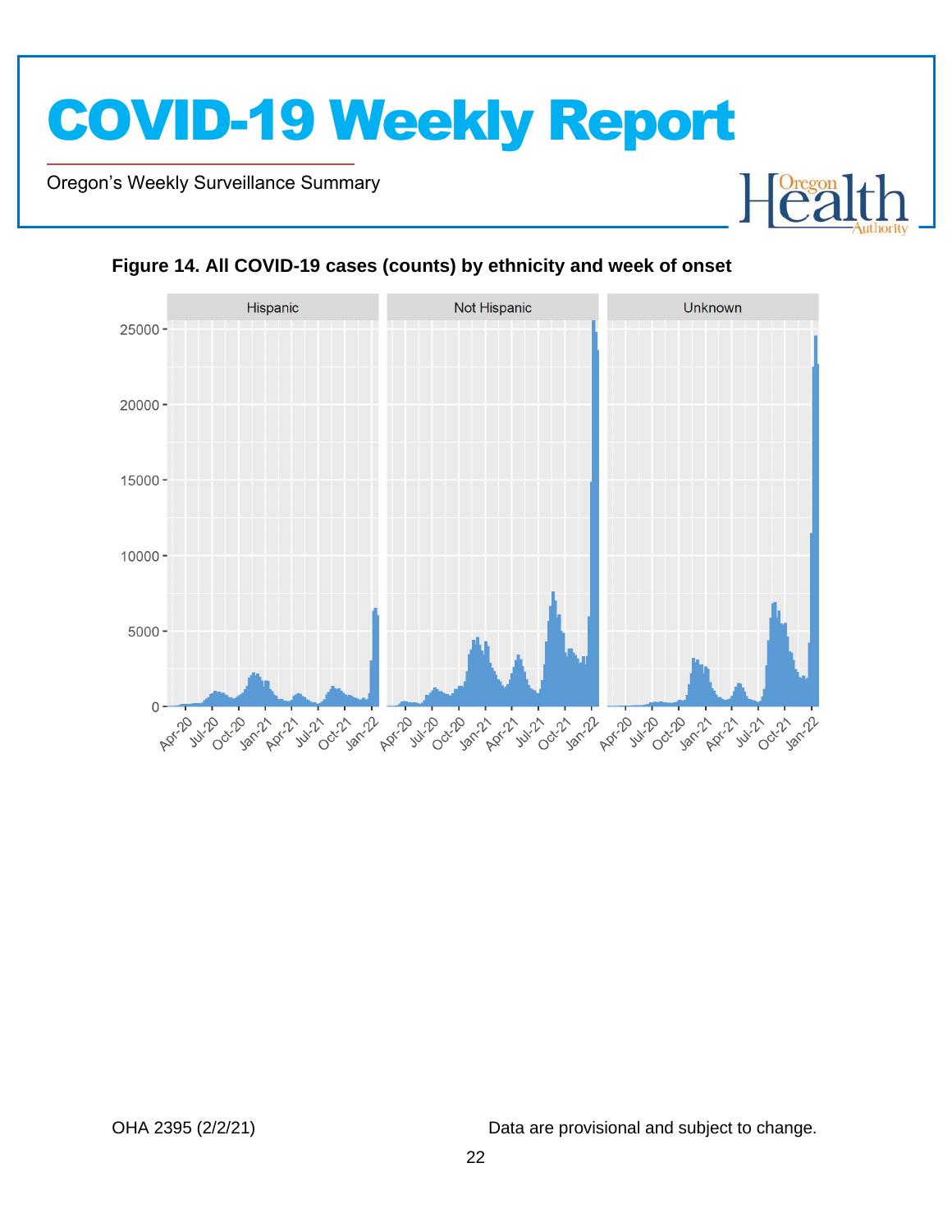**Figure 14. All COVID-19 cases (counts) by ethnicity and week of onset**

Data are provisional and subject to change.

OHA 2395 (2/2/21)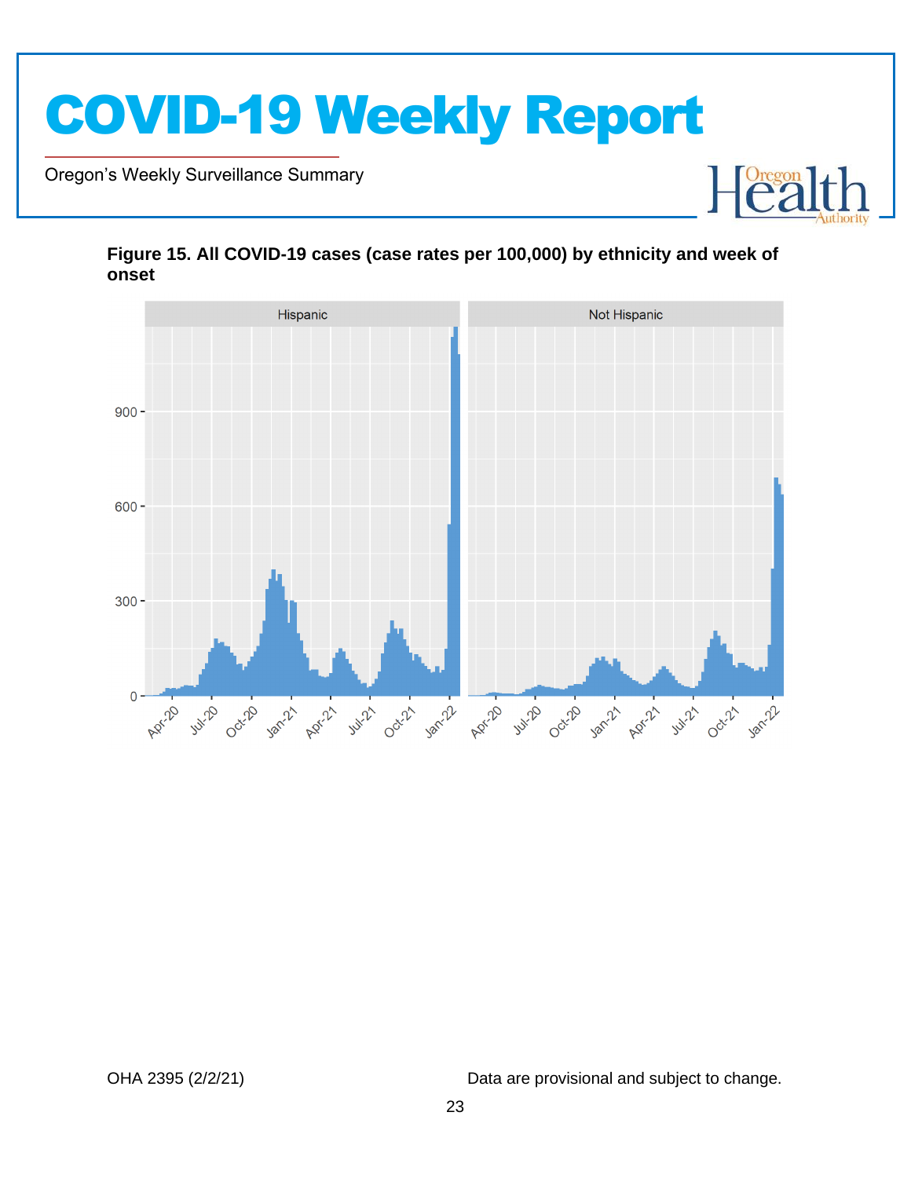**Figure 15. All COVID-19 cases (case rates per 100,000) by ethnicity and week of onset**

OHA 2395 (2/2/21)

Data are provisional and subject to change.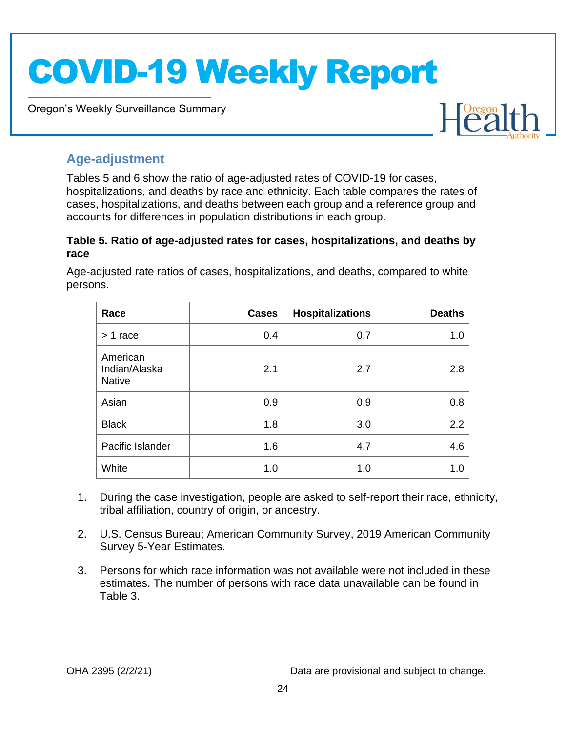## Age-adjustment

Tables 5 and 6 show the ratio of age-adjusted rates of COVID-19 for cases, hospitalizations, and deaths by race and ethnicity. Each table compares the rates of cases, hospitalizations, and deaths between each group and a reference group and accounts for differences in population distributions in each group.

**Table 5. Ratio of age-adjusted rates for cases, hospitalizations, and deaths by race**

Age-adjusted rate ratios of cases, hospitalizations, and deaths, compared to white persons.

| Race | Cases | Hospitalizations | Deaths |
|---|---:|---:|---:|
| > 1 race | 0.4 | 0.7 | 1.0 |
| American Indian/Alaska Native | 2.1 | 2.7 | 2.8 |
| Asian | 0.9 | 0.9 | 0.8 |
| Black | 1.8 | 3.0 | 2.2 |
| Pacific Islander | 1.6 | 4.7 | 4.6 |
| White | 1.0 | 1.0 | 1.0 |

1. During the case investigation, people are asked to self-report their race, ethnicity, tribal affiliation, country of origin, or ancestry.
2. U.S. Census Bureau; American Community Survey, 2019 American Community Survey 5-Year Estimates.
3. Persons for which race information was not available were not included in these estimates. The number of persons with race data unavailable can be found in Table 3.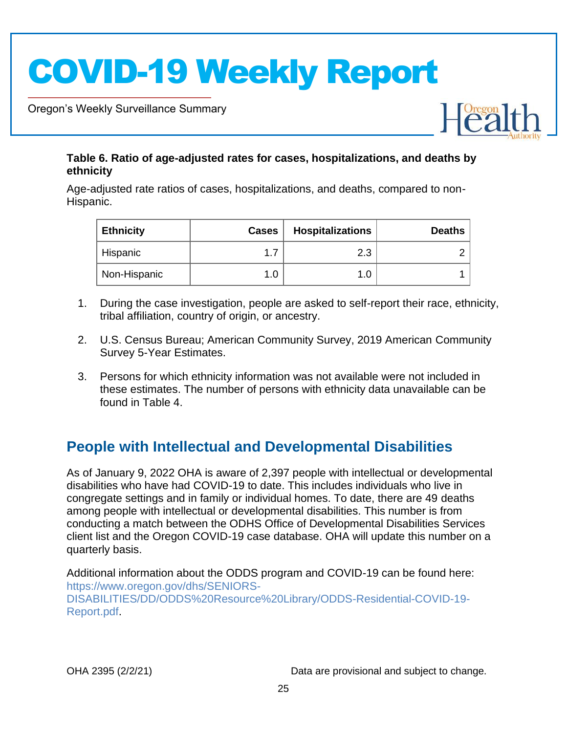**Table 6. Ratio of age-adjusted rates for cases, hospitalizations, and deaths by ethnicity**

Age-adjusted rate ratios of cases, hospitalizations, and deaths, compared to non-Hispanic.

| Ethnicity | Cases | Hospitalizations | Deaths |
|---|---|---|---|
| Hispanic | 1.7 | 2.3 | 2 |
| Non-Hispanic | 1.0 | 1.0 | 1 |

1. During the case investigation, people are asked to self-report their race, ethnicity, tribal affiliation, country of origin, or ancestry.
2. U.S. Census Bureau; American Community Survey, 2019 American Community Survey 5-Year Estimates.
3. Persons for which ethnicity information was not available were not included in these estimates. The number of persons with ethnicity data unavailable can be found in Table 4.

## People with Intellectual and Developmental Disabilities

As of January 9, 2022 OHA is aware of 2,397 people with intellectual or developmental disabilities who have had COVID-19 to date. This includes individuals who live in congregate settings and in family or individual homes. To date, there are 49 deaths among people with intellectual or developmental disabilities. This number is from conducting a match between the ODHS Office of Developmental Disabilities Services client list and the Oregon COVID-19 case database. OHA will update this number on a quarterly basis.

Additional information about the ODDS program and COVID-19 can be found here: https://www.oregon.gov/dhs/SENIORS-DISABILITIES/DD/ODDS%20Resource%20Library/ODDS-Residential-COVID-19-Report.pdf.

OHA 2395 (2/2/21) Data are provisional and subject to change.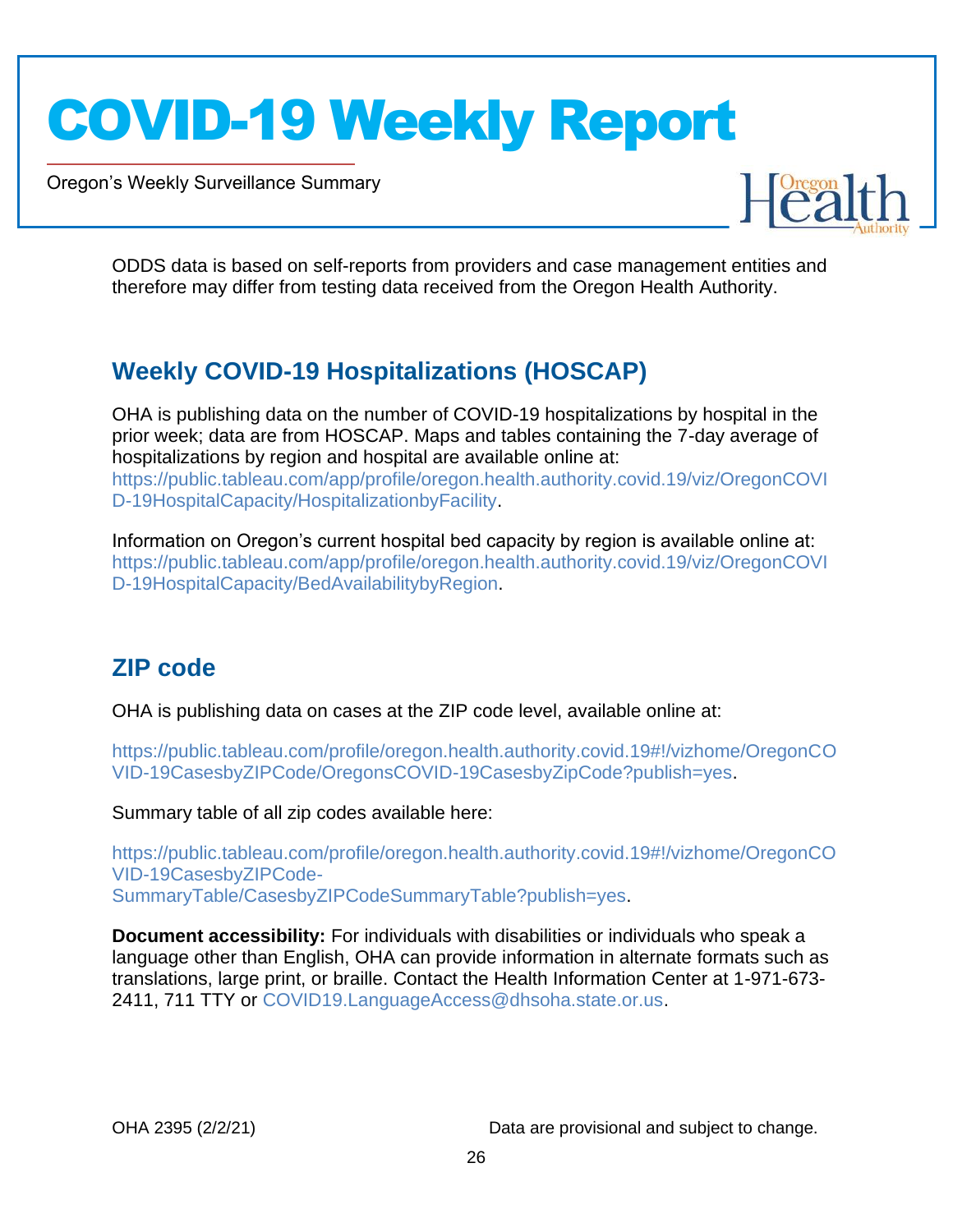ODDS data is based on self-reports from providers and case management entities and therefore may differ from testing data received from the Oregon Health Authority.

## Weekly COVID-19 Hospitalizations (HOSCAP)

OHA is publishing data on the number of COVID-19 hospitalizations by hospital in the prior week; data are from HOSCAP. Maps and tables containing the 7-day average of hospitalizations by region and hospital are available online at: https://public.tableau.com/app/profile/oregon.health.authority.covid.19/viz/OregonCOVID-19HospitalCapacity/HospitalizationbyFacility.

Information on Oregon's current hospital bed capacity by region is available online at: https://public.tableau.com/app/profile/oregon.health.authority.covid.19/viz/OregonCOVID-19HospitalCapacity/BedAvailabilitybyRegion.

## ZIP code

OHA is publishing data on cases at the ZIP code level, available online at:

https://public.tableau.com/profile/oregon.health.authority.covid.19#!/vizhome/OregonCOVID-19CasesbyZIPCode/OregonsCOVID-19CasesbyZipCode?publish=yes.

Summary table of all zip codes available here:

https://public.tableau.com/profile/oregon.health.authority.covid.19#!/vizhome/OregonCOVID-19CasesbyZIPCode-SummaryTable/CasesbyZIPCodeSummaryTable?publish=yes.

**Document accessibility:** For individuals with disabilities or individuals who speak a language other than English, OHA can provide information in alternate formats such as translations, large print, or braille. Contact the Health Information Center at 1-971-673-2411, 711 TTY or COVID19.LanguageAccess@dhsoha.state.or.us.